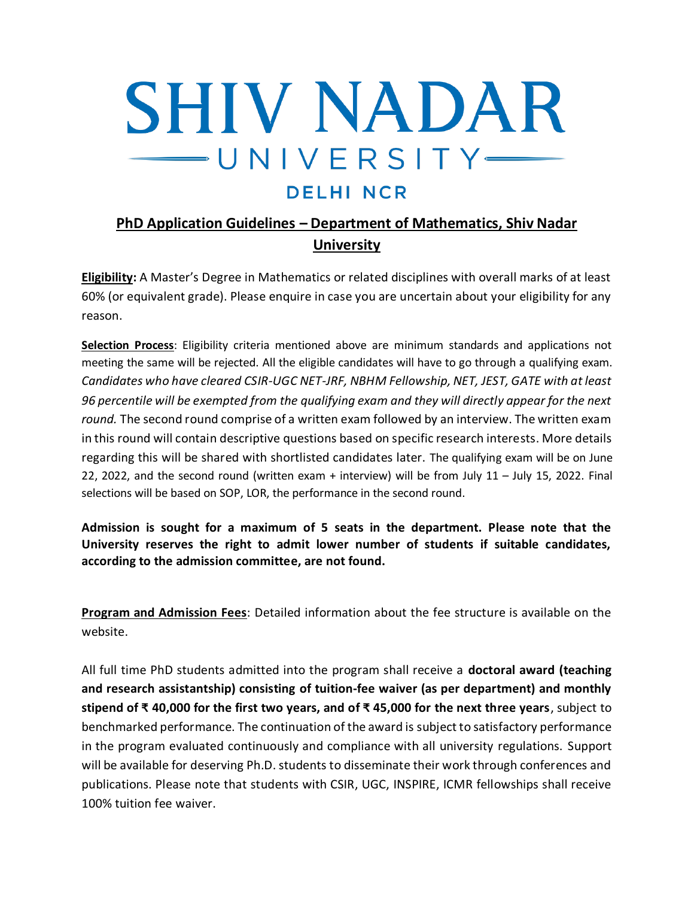# SHIV NADAR UNIVERSITY

## DELHI NCR

## PhD Application Guidelines – Department of Mathematics, Shiv Nadar University

**Eligibility:** A Master's Degree in Mathematics or related disciplines with overall marks of at least 60% (or equivalent grade). Please enquire in case you are uncertain about your eligibility for any reason.

**Selection Process**: Eligibility criteria mentioned above are minimum standards and applications not meeting the same will be rejected. All the eligible candidates will have to go through a qualifying exam. *Candidates who have cleared CSIR-UGC NET-JRF, NBHM Fellowship, NET, JEST, GATE with at least 96 percentile will be exempted from the qualifying exam and they will directly appear for the next round.* The second round comprise of a written exam followed by an interview. The written exam in this round will contain descriptive questions based on specific research interests. More details regarding this will be shared with shortlisted candidates later. The qualifying exam will be on June 22, 2022, and the second round (written exam + interview) will be from July 11 – July 15, 2022. Final selections will be based on SOP, LOR, the performance in the second round.

**Admission is sought for a maximum of 5 seats in the department. Please note that the University reserves the right to admit lower number of students if suitable candidates, according to the admission committee, are not found.**

**Program and Admission Fees**: Detailed information about the fee structure is available on the website.

All full time PhD students admitted into the program shall receive a **doctoral award (teaching and research assistantship) consisting of tuition-fee waiver (as per department) and monthly stipend of ₹ 40,000 for the first two years, and of ₹ 45,000 for the next three years**, subject to benchmarked performance. The continuation of the award is subject to satisfactory performance in the program evaluated continuously and compliance with all university regulations. Support will be available for deserving Ph.D. students to disseminate their work through conferences and publications. Please note that students with CSIR, UGC, INSPIRE, ICMR fellowships shall receive 100% tuition fee waiver.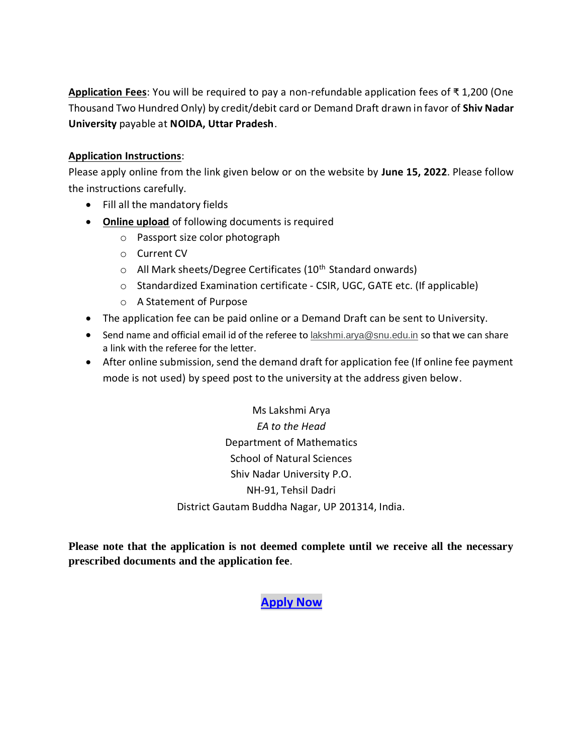**Application Fees**: You will be required to pay a non-refundable application fees of ₹ 1,200 (One Thousand Two Hundred Only) by credit/debit card or Demand Draft drawn in favor of **Shiv Nadar University** payable at **NOIDA, Uttar Pradesh**.

**Application Instructions**:

Please apply online from the link given below or on the website by **June 15, 2022**. Please follow the instructions carefully.

- Fill all the mandatory fields
- **Online upload** of following documents is required
  - Passport size color photograph
  - Current CV
  - All Mark sheets/Degree Certificates (10th Standard onwards)
  - Standardized Examination certificate - CSIR, UGC, GATE etc. (If applicable)
  - A Statement of Purpose
- The application fee can be paid online or a Demand Draft can be sent to University.
- Send name and official email id of the referee to lakshmi.arya@snu.edu.in so that we can share a link with the referee for the letter.
- After online submission, send the demand draft for application fee (If online fee payment mode is not used) by speed post to the university at the address given below.

Ms Lakshmi Arya
*EA to the Head*
Department of Mathematics
School of Natural Sciences
Shiv Nadar University P.O.
NH-91, Tehsil Dadri
District Gautam Buddha Nagar, UP 201314, India.

**Please note that the application is not deemed complete until we receive all the necessary prescribed documents and the application fee**.

**Apply Now**